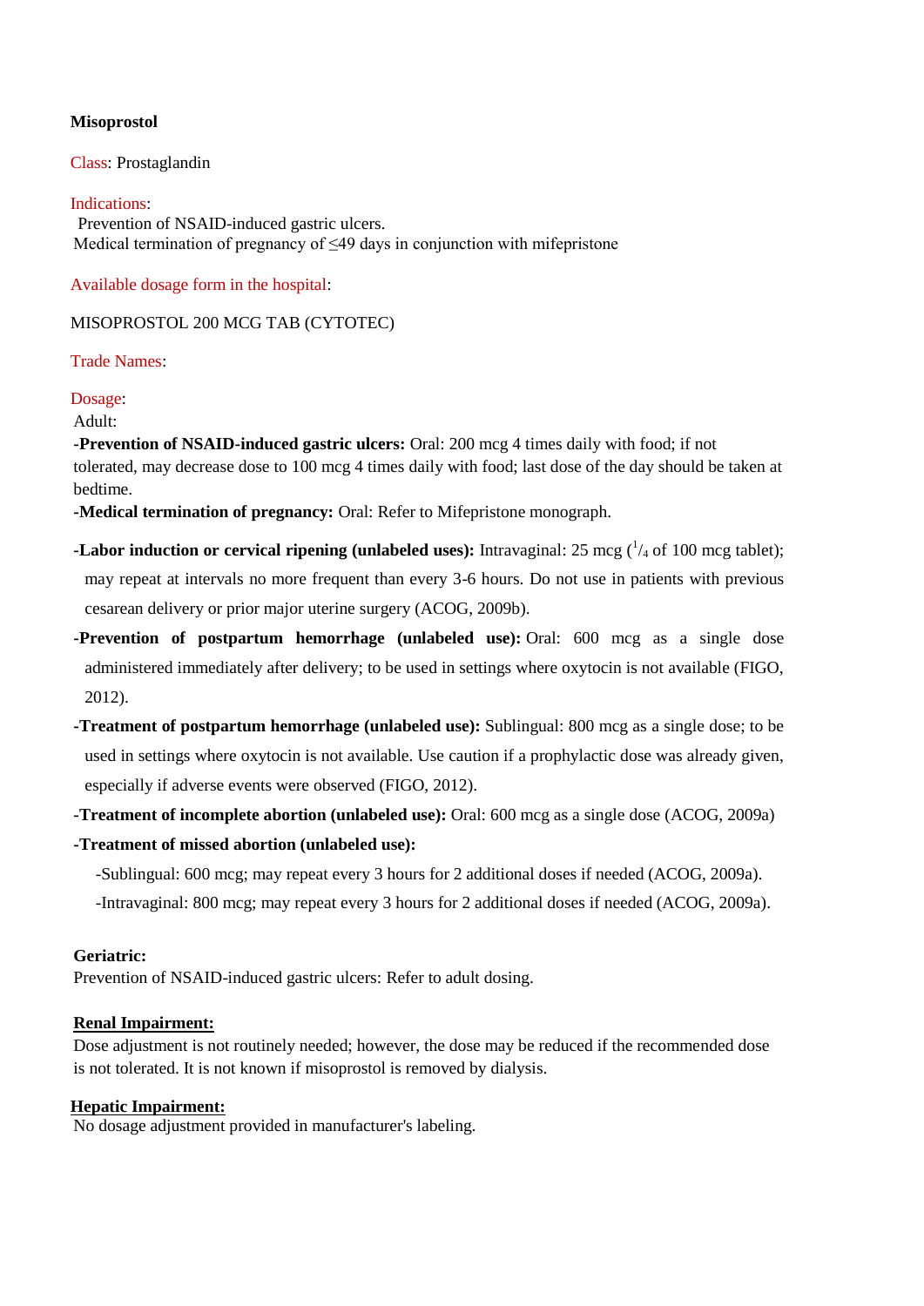**Misoprostol**

Class: Prostaglandin

Indications:

Prevention of NSAID-induced gastric ulcers.
Medical termination of pregnancy of ≤49 days in conjunction with mifepristone

Available dosage form in the hospital:

MISOPROSTOL 200 MCG TAB (CYTOTEC)

Trade Names:

Dosage:

Adult:

**-Prevention of NSAID-induced gastric ulcers:** Oral: 200 mcg 4 times daily with food; if not tolerated, may decrease dose to 100 mcg 4 times daily with food; last dose of the day should be taken at bedtime.

**-Medical termination of pregnancy:** Oral: Refer to Mifepristone monograph.

**-Labor induction or cervical ripening (unlabeled uses):** Intravaginal: 25 mcg ($^1/_4$ of 100 mcg tablet); may repeat at intervals no more frequent than every 3-6 hours. Do not use in patients with previous cesarean delivery or prior major uterine surgery (ACOG, 2009b).

**-Prevention of postpartum hemorrhage (unlabeled use):** Oral: 600 mcg as a single dose administered immediately after delivery; to be used in settings where oxytocin is not available (FIGO, 2012).

**-Treatment of postpartum hemorrhage (unlabeled use):** Sublingual: 800 mcg as a single dose; to be used in settings where oxytocin is not available. Use caution if a prophylactic dose was already given, especially if adverse events were observed (FIGO, 2012).

**-Treatment of incomplete abortion (unlabeled use):** Oral: 600 mcg as a single dose (ACOG, 2009a)

**-Treatment of missed abortion (unlabeled use):**

-Sublingual: 600 mcg; may repeat every 3 hours for 2 additional doses if needed (ACOG, 2009a).

-Intravaginal: 800 mcg; may repeat every 3 hours for 2 additional doses if needed (ACOG, 2009a).

**Geriatric:**

Prevention of NSAID-induced gastric ulcers: Refer to adult dosing.

**Renal Impairment:**

Dose adjustment is not routinely needed; however, the dose may be reduced if the recommended dose is not tolerated. It is not known if misoprostol is removed by dialysis.

**Hepatic Impairment:**

No dosage adjustment provided in manufacturer's labeling.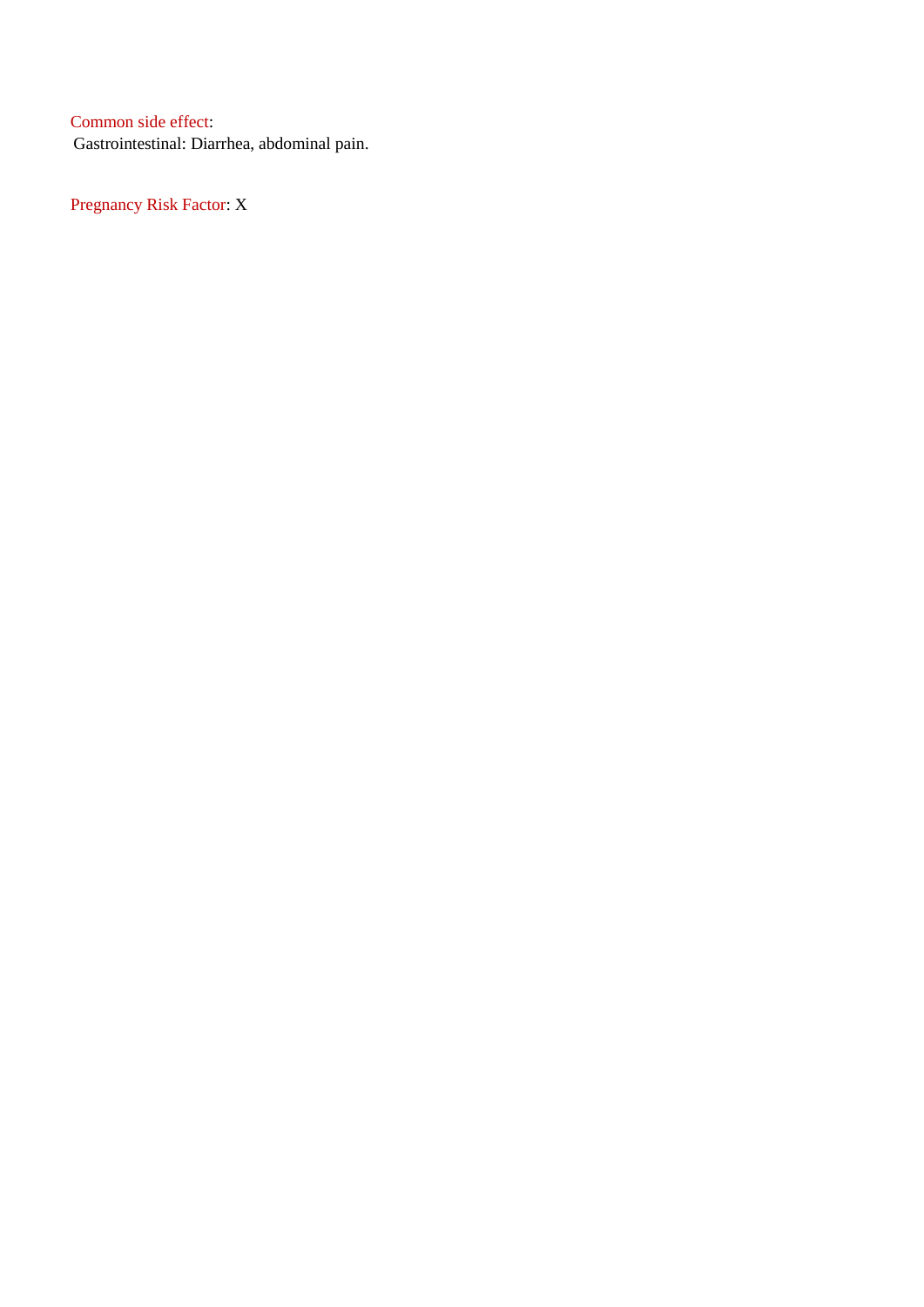Common side effect:

Gastrointestinal: Diarrhea, abdominal pain.

Pregnancy Risk Factor: X